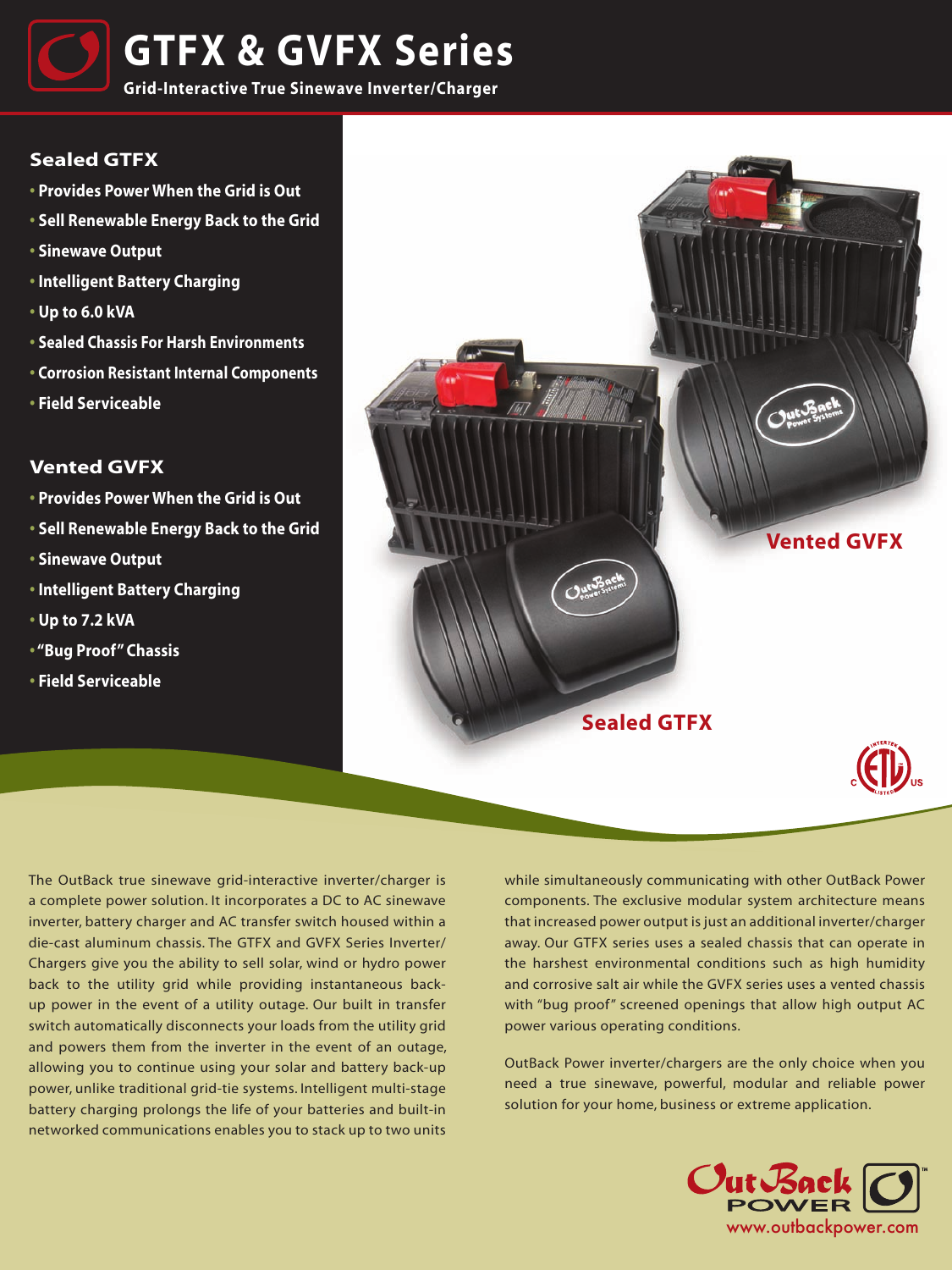# GTFX & GVFX Series

**Grid-Interactive True Sinewave Inverter/Charger**

### Sealed GTFX

- **Provides Power When the Grid is Out**
- **Sell Renewable Energy Back to the Grid**
- **Sinewave Output**
- **Intelligent Battery Charging**
- **Up to 6.0 kVA**
- **Sealed Chassis For Harsh Environments**
- **Corrosion Resistant Internal Components**
- **Field Serviceable**

### Vented GVFX

- **Provides Power When the Grid is Out**
- **Sell Renewable Energy Back to the Grid**
- **Sinewave Output**
- **Intelligent Battery Charging**
- **Up to 7.2 kVA**
- **"Bug Proof" Chassis**
- **Field Serviceable**

Vented GVFX

Sealed GTFX

The OutBack true sinewave grid-interactive inverter/charger is a complete power solution. It incorporates a DC to AC sinewave inverter, battery charger and AC transfer switch housed within a die-cast aluminum chassis. The GTFX and GVFX Series Inverter/Chargers give you the ability to sell solar, wind or hydro power back to the utility grid while providing instantaneous back-up power in the event of a utility outage. Our built in transfer switch automatically disconnects your loads from the utility grid and powers them from the inverter in the event of an outage, allowing you to continue using your solar and battery back-up power, unlike traditional grid-tie systems. Intelligent multi-stage battery charging prolongs the life of your batteries and built-in networked communications enables you to stack up to two units while simultaneously communicating with other OutBack Power components. The exclusive modular system architecture means that increased power output is just an additional inverter/charger away. Our GTFX series uses a sealed chassis that can operate in the harshest environmental conditions such as high humidity and corrosive salt air while the GVFX series uses a vented chassis with "bug proof" screened openings that allow high output AC power various operating conditions.

OutBack Power inverter/chargers are the only choice when you need a true sinewave, powerful, modular and reliable power solution for your home, business or extreme application.

OutBack POWER
www.outbackpower.com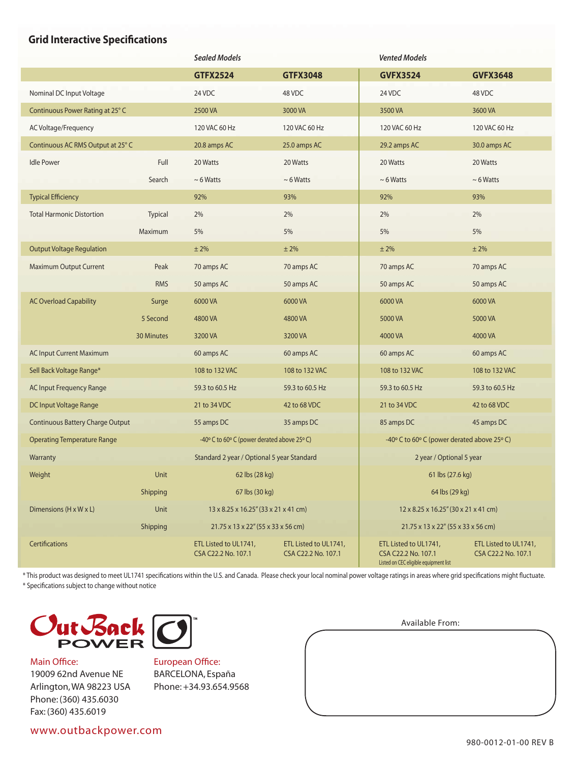## Grid Interactive Specifications

| | | *Sealed Models* | | *Vented Models* | |
|---|---|---|---|---|---|
| | | **GTFX2524** | **GTFX3048** | **GVFX3524** | **GVFX3648** |
| Nominal DC Input Voltage | | 24 VDC | 48 VDC | 24 VDC | 48 VDC |
| Continuous Power Rating at 25° C | | 2500 VA | 3000 VA | 3500 VA | 3600 VA |
| AC Voltage/Frequency | | 120 VAC 60 Hz | 120 VAC 60 Hz | 120 VAC 60 Hz | 120 VAC 60 Hz |
| Continuous AC RMS Output at 25° C | | 20.8 amps AC | 25.0 amps AC | 29.2 amps AC | 30.0 amps AC |
| Idle Power | Full | 20 Watts | 20 Watts | 20 Watts | 20 Watts |
| | Search | ~ 6 Watts | ~ 6 Watts | ~ 6 Watts | ~ 6 Watts |
| Typical Efficiency | | 92% | 93% | 92% | 93% |
| Total Harmonic Distortion | Typical | 2% | 2% | 2% | 2% |
| | Maximum | 5% | 5% | 5% | 5% |
| Output Voltage Regulation | | ± 2% | ± 2% | ± 2% | ± 2% |
| Maximum Output Current | Peak | 70 amps AC | 70 amps AC | 70 amps AC | 70 amps AC |
| | RMS | 50 amps AC | 50 amps AC | 50 amps AC | 50 amps AC |
| AC Overload Capability | Surge | 6000 VA | 6000 VA | 6000 VA | 6000 VA |
| | 5 Second | 4800 VA | 4800 VA | 5000 VA | 5000 VA |
| | 30 Minutes | 3200 VA | 3200 VA | 4000 VA | 4000 VA |
| AC Input Current Maximum | | 60 amps AC | 60 amps AC | 60 amps AC | 60 amps AC |
| Sell Back Voltage Range* | | 108 to 132 VAC | 108 to 132 VAC | 108 to 132 VAC | 108 to 132 VAC |
| AC Input Frequency Range | | 59.3 to 60.5 Hz | 59.3 to 60.5 Hz | 59.3 to 60.5 Hz | 59.3 to 60.5 Hz |
| DC Input Voltage Range | | 21 to 34 VDC | 42 to 68 VDC | 21 to 34 VDC | 42 to 68 VDC |
| Continuous Battery Charge Output | | 55 amps DC | 35 amps DC | 85 amps DC | 45 amps DC |
| Operating Temperature Range | | -40° C to 60° C (power derated above 25° C) | | -40° C to 60° C (power derated above 25° C) | |
| Warranty | | Standard 2 year / Optional 5 year Standard | | 2 year / Optional 5 year | |
| Weight | Unit | 62 lbs (28 kg) | | 61 lbs (27.6 kg) | |
| | Shipping | 67 lbs (30 kg) | | 64 lbs (29 kg) | |
| Dimensions (H x W x L) | Unit | 13 x 8.25 x 16.25" (33 x 21 x 41 cm) | | 12 x 8.25 x 16.25" (30 x 21 x 41 cm) | |
| | Shipping | 21.75 x 13 x 22" (55 x 33 x 56 cm) | | 21.75 x 13 x 22" (55 x 33 x 56 cm) | |
| Certifications | | ETL Listed to UL1741, CSA C22.2 No. 107.1 | ETL Listed to UL1741, CSA C22.2 No. 107.1 | ETL Listed to UL1741, CSA C22.2 No. 107.1 Listed on CEC eligible equipment list | ETL Listed to UL1741, CSA C22.2 No. 107.1 |

* This product was designed to meet UL1741 specifications within the U.S. and Canada. Please check your local nominal power voltage ratings in areas where grid specifications might fluctuate.
* Specifications subject to change without notice

OutBack POWER™

Main Office:
19009 62nd Avenue NE
Arlington, WA 98223 USA
Phone: (360) 435.6030
Fax: (360) 435.6019

European Office:
BARCELONA, España
Phone: +34.93.654.9568

www.outbackpower.com

Available From:

980-0012-01-00 REV B